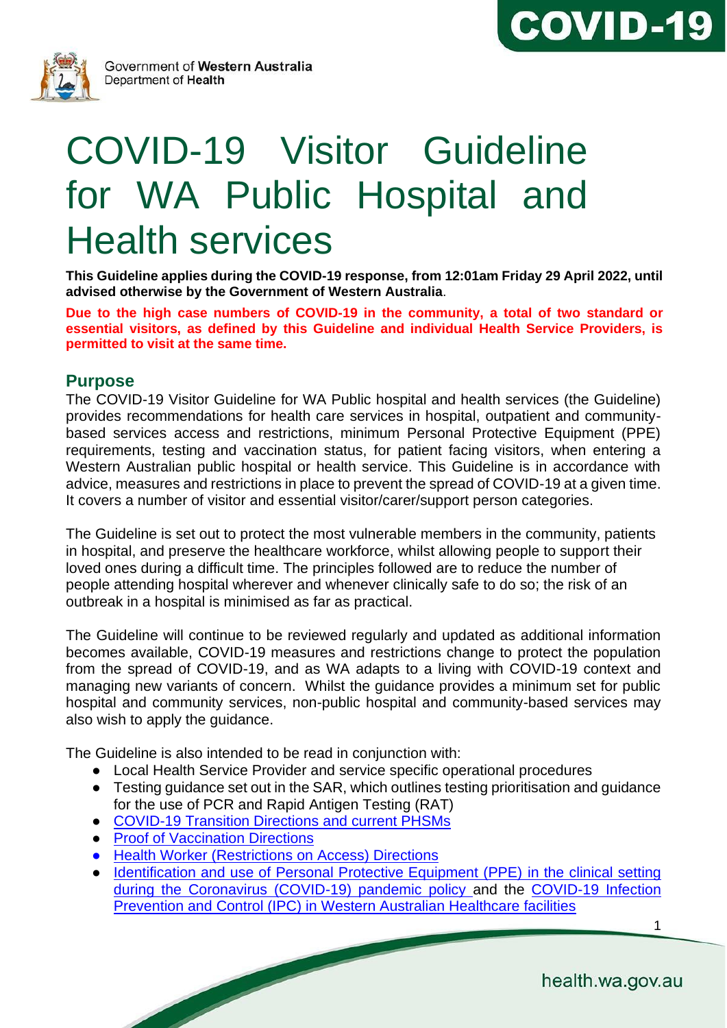Government of **Western Australia**
Department of **Health**

**COVID-19**

# COVID-19 Visitor Guideline for WA Public Hospital and Health services

**This Guideline applies during the COVID-19 response, from 12:01am Friday 29 April 2022, until advised otherwise by the Government of Western Australia**.

**Due to the high case numbers of COVID-19 in the community, a total of two standard or essential visitors, as defined by this Guideline and individual Health Service Providers, is permitted to visit at the same time.**

## Purpose

The COVID-19 Visitor Guideline for WA Public hospital and health services (the Guideline) provides recommendations for health care services in hospital, outpatient and community-based services access and restrictions, minimum Personal Protective Equipment (PPE) requirements, testing and vaccination status, for patient facing visitors, when entering a Western Australian public hospital or health service. This Guideline is in accordance with advice, measures and restrictions in place to prevent the spread of COVID-19 at a given time. It covers a number of visitor and essential visitor/carer/support person categories.

The Guideline is set out to protect the most vulnerable members in the community, patients in hospital, and preserve the healthcare workforce, whilst allowing people to support their loved ones during a difficult time. The principles followed are to reduce the number of people attending hospital wherever and whenever clinically safe to do so; the risk of an outbreak in a hospital is minimised as far as practical.

The Guideline will continue to be reviewed regularly and updated as additional information becomes available, COVID-19 measures and restrictions change to protect the population from the spread of COVID-19, and as WA adapts to a living with COVID-19 context and managing new variants of concern. Whilst the guidance provides a minimum set for public hospital and community services, non-public hospital and community-based services may also wish to apply the guidance.

The Guideline is also intended to be read in conjunction with:

- Local Health Service Provider and service specific operational procedures
- Testing guidance set out in the SAR, which outlines testing prioritisation and guidance for the use of PCR and Rapid Antigen Testing (RAT)
- COVID-19 Transition Directions and current PHSMs
- Proof of Vaccination Directions
- Health Worker (Restrictions on Access) Directions
- Identification and use of Personal Protective Equipment (PPE) in the clinical setting during the Coronavirus (COVID-19) pandemic policy and the COVID-19 Infection Prevention and Control (IPC) in Western Australian Healthcare facilities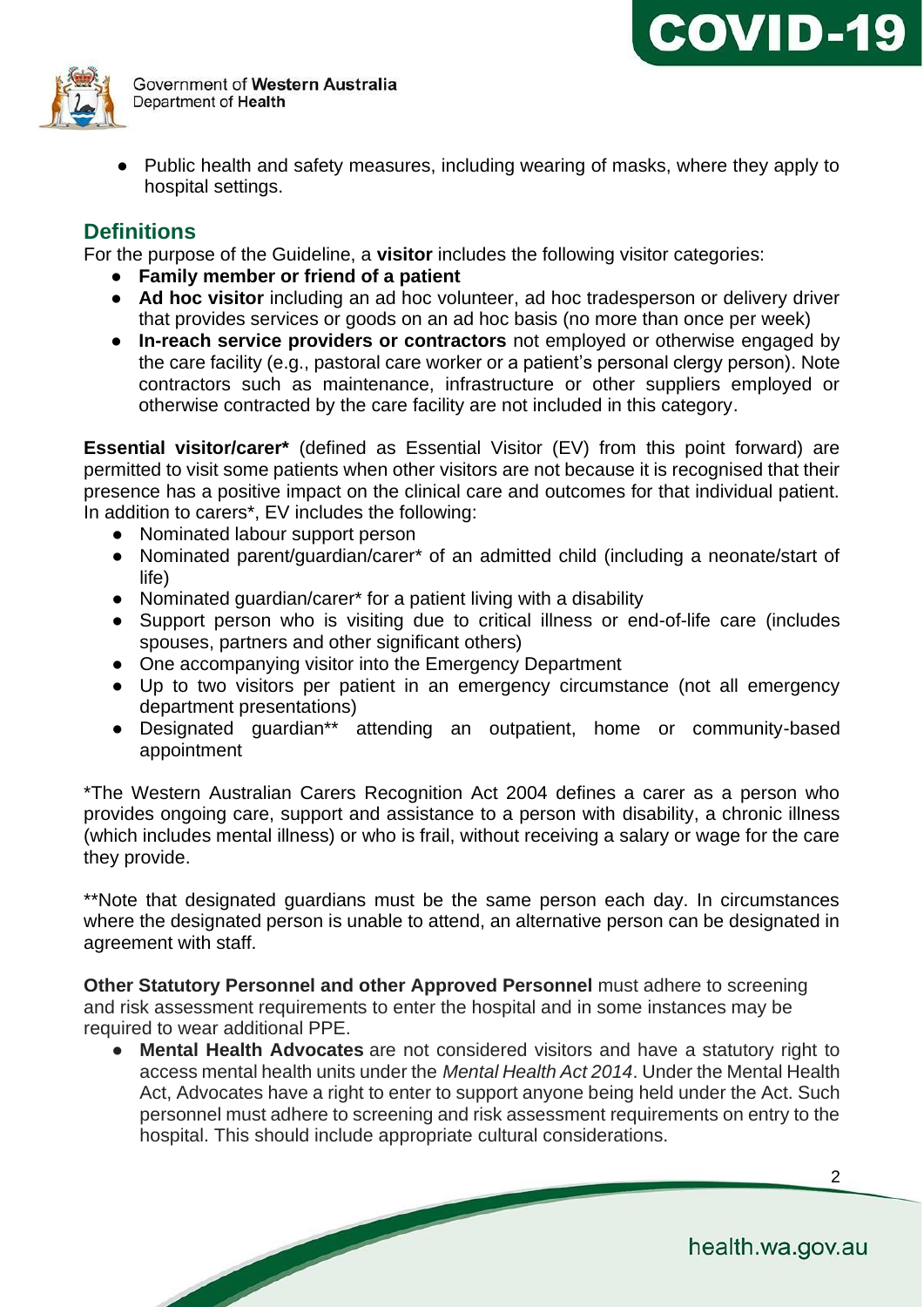- Public health and safety measures, including wearing of masks, where they apply to hospital settings.

## Definitions

For the purpose of the Guideline, a **visitor** includes the following visitor categories:

- **Family member or friend of a patient**
- **Ad hoc visitor** including an ad hoc volunteer, ad hoc tradesperson or delivery driver that provides services or goods on an ad hoc basis (no more than once per week)
- **In-reach service providers or contractors** not employed or otherwise engaged by the care facility (e.g., pastoral care worker or a patient's personal clergy person). Note contractors such as maintenance, infrastructure or other suppliers employed or otherwise contracted by the care facility are not included in this category.

**Essential visitor/carer*** (defined as Essential Visitor (EV) from this point forward) are permitted to visit some patients when other visitors are not because it is recognised that their presence has a positive impact on the clinical care and outcomes for that individual patient. In addition to carers*, EV includes the following:

- Nominated labour support person
- Nominated parent/guardian/carer* of an admitted child (including a neonate/start of life)
- Nominated guardian/carer* for a patient living with a disability
- Support person who is visiting due to critical illness or end-of-life care (includes spouses, partners and other significant others)
- One accompanying visitor into the Emergency Department
- Up to two visitors per patient in an emergency circumstance (not all emergency department presentations)
- Designated guardian** attending an outpatient, home or community-based appointment

*The Western Australian Carers Recognition Act 2004 defines a carer as a person who provides ongoing care, support and assistance to a person with disability, a chronic illness (which includes mental illness) or who is frail, without receiving a salary or wage for the care they provide.

**Note that designated guardians must be the same person each day. In circumstances where the designated person is unable to attend, an alternative person can be designated in agreement with staff.

**Other Statutory Personnel and other Approved Personnel** must adhere to screening and risk assessment requirements to enter the hospital and in some instances may be required to wear additional PPE.

- **Mental Health Advocates** are not considered visitors and have a statutory right to access mental health units under the *Mental Health Act 2014*. Under the Mental Health Act, Advocates have a right to enter to support anyone being held under the Act. Such personnel must adhere to screening and risk assessment requirements on entry to the hospital. This should include appropriate cultural considerations.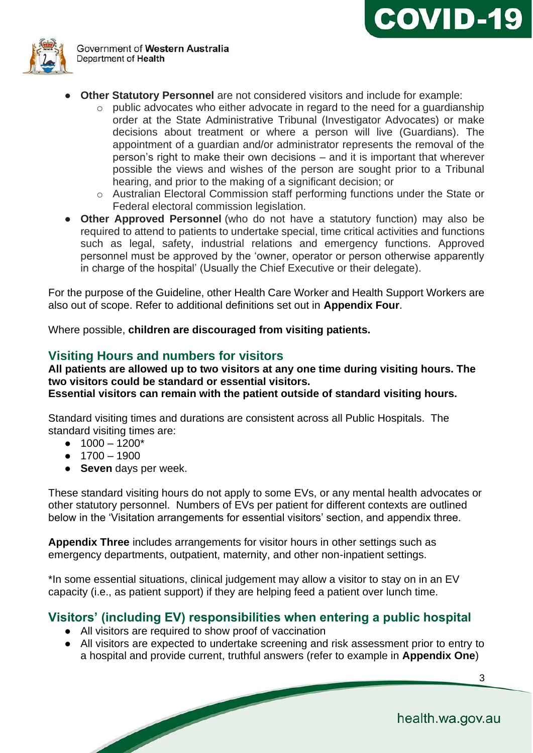- **Other Statutory Personnel** are not considered visitors and include for example:
  - public advocates who either advocate in regard to the need for a guardianship order at the State Administrative Tribunal (Investigator Advocates) or make decisions about treatment or where a person will live (Guardians). The appointment of a guardian and/or administrator represents the removal of the person's right to make their own decisions – and it is important that wherever possible the views and wishes of the person are sought prior to a Tribunal hearing, and prior to the making of a significant decision; or
  - Australian Electoral Commission staff performing functions under the State or Federal electoral commission legislation.
- **Other Approved Personnel** (who do not have a statutory function) may also be required to attend to patients to undertake special, time critical activities and functions such as legal, safety, industrial relations and emergency functions. Approved personnel must be approved by the 'owner, operator or person otherwise apparently in charge of the hospital' (Usually the Chief Executive or their delegate).

For the purpose of the Guideline, other Health Care Worker and Health Support Workers are also out of scope. Refer to additional definitions set out in **Appendix Four**.

Where possible, **children are discouraged from visiting patients.**

## Visiting Hours and numbers for visitors

**All patients are allowed up to two visitors at any one time during visiting hours. The two visitors could be standard or essential visitors.**
**Essential visitors can remain with the patient outside of standard visiting hours.**

Standard visiting times and durations are consistent across all Public Hospitals. The standard visiting times are:

- 1000 – 1200*
- 1700 – 1900
- **Seven** days per week.

These standard visiting hours do not apply to some EVs, or any mental health advocates or other statutory personnel. Numbers of EVs per patient for different contexts are outlined below in the 'Visitation arrangements for essential visitors' section, and appendix three.

**Appendix Three** includes arrangements for visitor hours in other settings such as emergency departments, outpatient, maternity, and other non-inpatient settings.

*In some essential situations, clinical judgement may allow a visitor to stay on in an EV capacity (i.e., as patient support) if they are helping feed a patient over lunch time.

## Visitors' (including EV) responsibilities when entering a public hospital

- All visitors are required to show proof of vaccination
- All visitors are expected to undertake screening and risk assessment prior to entry to a hospital and provide current, truthful answers (refer to example in **Appendix One**)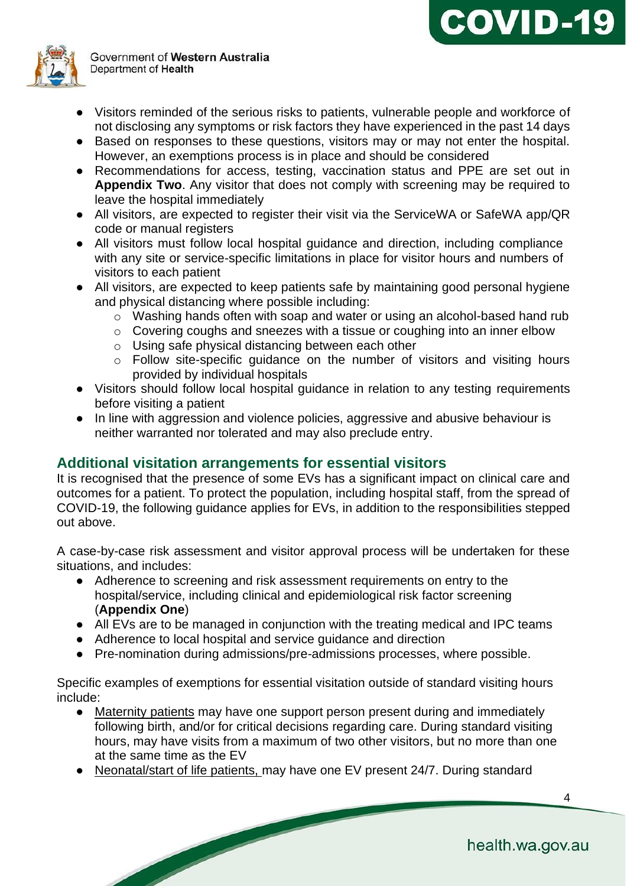- Visitors reminded of the serious risks to patients, vulnerable people and workforce of not disclosing any symptoms or risk factors they have experienced in the past 14 days
- Based on responses to these questions, visitors may or may not enter the hospital. However, an exemptions process is in place and should be considered
- Recommendations for access, testing, vaccination status and PPE are set out in **Appendix Two**. Any visitor that does not comply with screening may be required to leave the hospital immediately
- All visitors, are expected to register their visit via the ServiceWA or SafeWA app/QR code or manual registers
- All visitors must follow local hospital guidance and direction, including compliance with any site or service-specific limitations in place for visitor hours and numbers of visitors to each patient
- All visitors, are expected to keep patients safe by maintaining good personal hygiene and physical distancing where possible including:
  - Washing hands often with soap and water or using an alcohol-based hand rub
  - Covering coughs and sneezes with a tissue or coughing into an inner elbow
  - Using safe physical distancing between each other
  - Follow site-specific guidance on the number of visitors and visiting hours provided by individual hospitals
- Visitors should follow local hospital guidance in relation to any testing requirements before visiting a patient
- In line with aggression and violence policies, aggressive and abusive behaviour is neither warranted nor tolerated and may also preclude entry.

## Additional visitation arrangements for essential visitors

It is recognised that the presence of some EVs has a significant impact on clinical care and outcomes for a patient. To protect the population, including hospital staff, from the spread of COVID-19, the following guidance applies for EVs, in addition to the responsibilities stepped out above.

A case-by-case risk assessment and visitor approval process will be undertaken for these situations, and includes:

- Adherence to screening and risk assessment requirements on entry to the hospital/service, including clinical and epidemiological risk factor screening (**Appendix One**)
- All EVs are to be managed in conjunction with the treating medical and IPC teams
- Adherence to local hospital and service guidance and direction
- Pre-nomination during admissions/pre-admissions processes, where possible.

Specific examples of exemptions for essential visitation outside of standard visiting hours include:

- Maternity patients may have one support person present during and immediately following birth, and/or for critical decisions regarding care. During standard visiting hours, may have visits from a maximum of two other visitors, but no more than one at the same time as the EV
- Neonatal/start of life patients, may have one EV present 24/7. During standard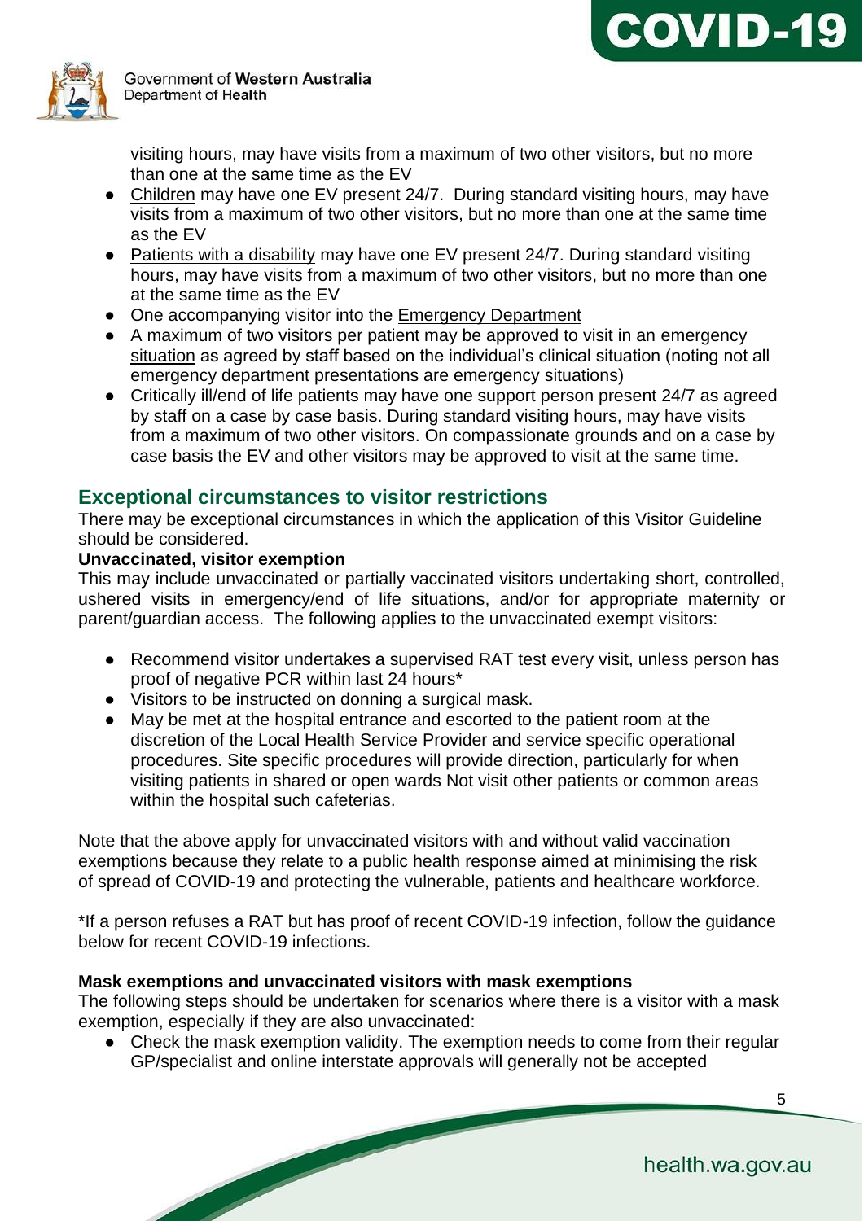visiting hours, may have visits from a maximum of two other visitors, but no more than one at the same time as the EV

- Children may have one EV present 24/7. During standard visiting hours, may have visits from a maximum of two other visitors, but no more than one at the same time as the EV
- Patients with a disability may have one EV present 24/7. During standard visiting hours, may have visits from a maximum of two other visitors, but no more than one at the same time as the EV
- One accompanying visitor into the Emergency Department
- A maximum of two visitors per patient may be approved to visit in an emergency situation as agreed by staff based on the individual's clinical situation (noting not all emergency department presentations are emergency situations)
- Critically ill/end of life patients may have one support person present 24/7 as agreed by staff on a case by case basis. During standard visiting hours, may have visits from a maximum of two other visitors. On compassionate grounds and on a case by case basis the EV and other visitors may be approved to visit at the same time.

## Exceptional circumstances to visitor restrictions

There may be exceptional circumstances in which the application of this Visitor Guideline should be considered.

**Unvaccinated, visitor exemption**

This may include unvaccinated or partially vaccinated visitors undertaking short, controlled, ushered visits in emergency/end of life situations, and/or for appropriate maternity or parent/guardian access. The following applies to the unvaccinated exempt visitors:

- Recommend visitor undertakes a supervised RAT test every visit, unless person has proof of negative PCR within last 24 hours*
- Visitors to be instructed on donning a surgical mask.
- May be met at the hospital entrance and escorted to the patient room at the discretion of the Local Health Service Provider and service specific operational procedures. Site specific procedures will provide direction, particularly for when visiting patients in shared or open wards Not visit other patients or common areas within the hospital such cafeterias.

Note that the above apply for unvaccinated visitors with and without valid vaccination exemptions because they relate to a public health response aimed at minimising the risk of spread of COVID-19 and protecting the vulnerable, patients and healthcare workforce.

*If a person refuses a RAT but has proof of recent COVID-19 infection, follow the guidance below for recent COVID-19 infections.

**Mask exemptions and unvaccinated visitors with mask exemptions**

The following steps should be undertaken for scenarios where there is a visitor with a mask exemption, especially if they are also unvaccinated:

- Check the mask exemption validity. The exemption needs to come from their regular GP/specialist and online interstate approvals will generally not be accepted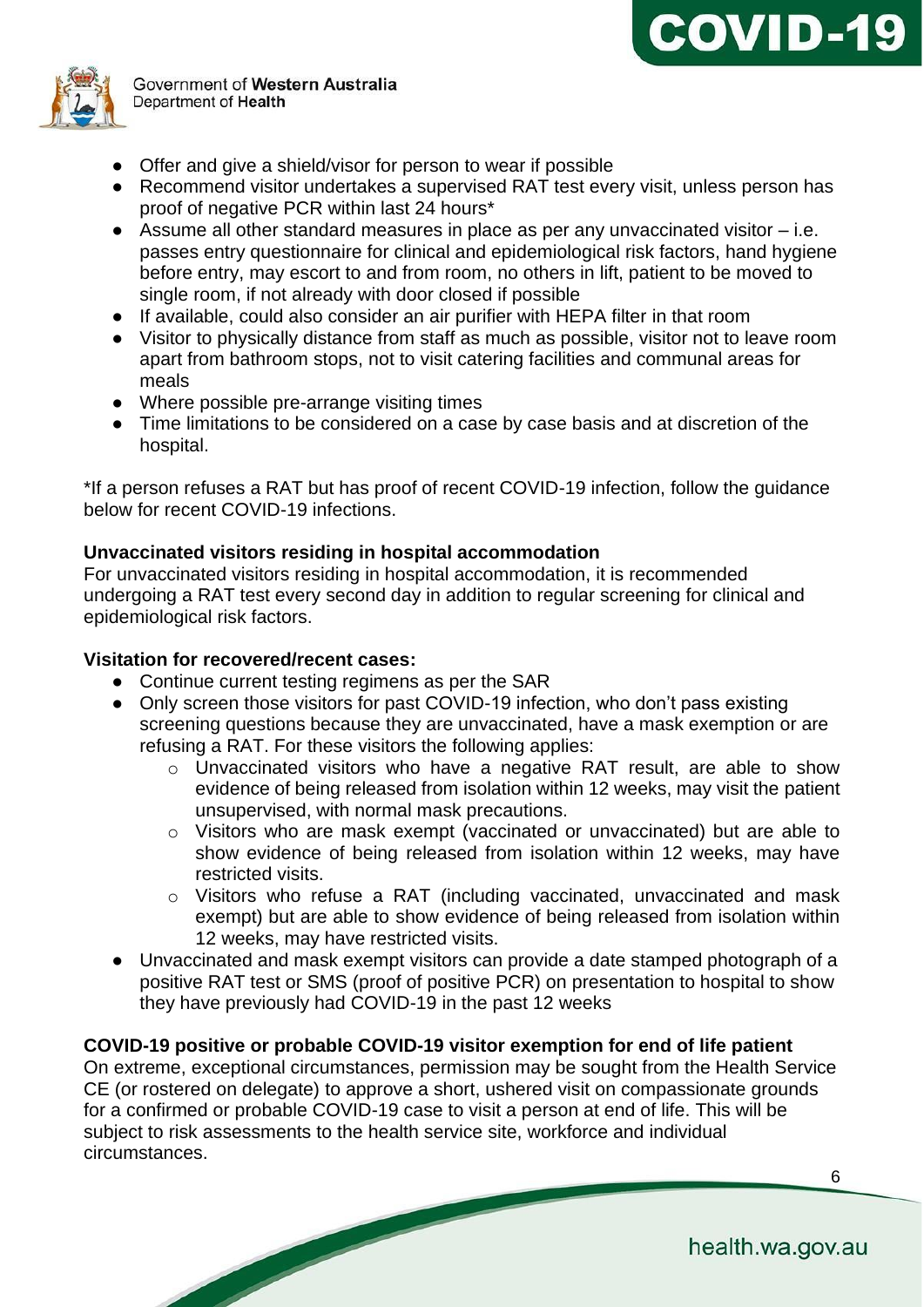- Offer and give a shield/visor for person to wear if possible
- Recommend visitor undertakes a supervised RAT test every visit, unless person has proof of negative PCR within last 24 hours*
- Assume all other standard measures in place as per any unvaccinated visitor – i.e. passes entry questionnaire for clinical and epidemiological risk factors, hand hygiene before entry, may escort to and from room, no others in lift, patient to be moved to single room, if not already with door closed if possible
- If available, could also consider an air purifier with HEPA filter in that room
- Visitor to physically distance from staff as much as possible, visitor not to leave room apart from bathroom stops, not to visit catering facilities and communal areas for meals
- Where possible pre-arrange visiting times
- Time limitations to be considered on a case by case basis and at discretion of the hospital.

*If a person refuses a RAT but has proof of recent COVID-19 infection, follow the guidance below for recent COVID-19 infections.

**Unvaccinated visitors residing in hospital accommodation**

For unvaccinated visitors residing in hospital accommodation, it is recommended undergoing a RAT test every second day in addition to regular screening for clinical and epidemiological risk factors.

**Visitation for recovered/recent cases:**

- Continue current testing regimens as per the SAR
- Only screen those visitors for past COVID-19 infection, who don't pass existing screening questions because they are unvaccinated, have a mask exemption or are refusing a RAT. For these visitors the following applies:
    - Unvaccinated visitors who have a negative RAT result, are able to show evidence of being released from isolation within 12 weeks, may visit the patient unsupervised, with normal mask precautions.
    - Visitors who are mask exempt (vaccinated or unvaccinated) but are able to show evidence of being released from isolation within 12 weeks, may have restricted visits.
    - Visitors who refuse a RAT (including vaccinated, unvaccinated and mask exempt) but are able to show evidence of being released from isolation within 12 weeks, may have restricted visits.
- Unvaccinated and mask exempt visitors can provide a date stamped photograph of a positive RAT test or SMS (proof of positive PCR) on presentation to hospital to show they have previously had COVID-19 in the past 12 weeks

**COVID-19 positive or probable COVID-19 visitor exemption for end of life patient**

On extreme, exceptional circumstances, permission may be sought from the Health Service CE (or rostered on delegate) to approve a short, ushered visit on compassionate grounds for a confirmed or probable COVID-19 case to visit a person at end of life. This will be subject to risk assessments to the health service site, workforce and individual circumstances.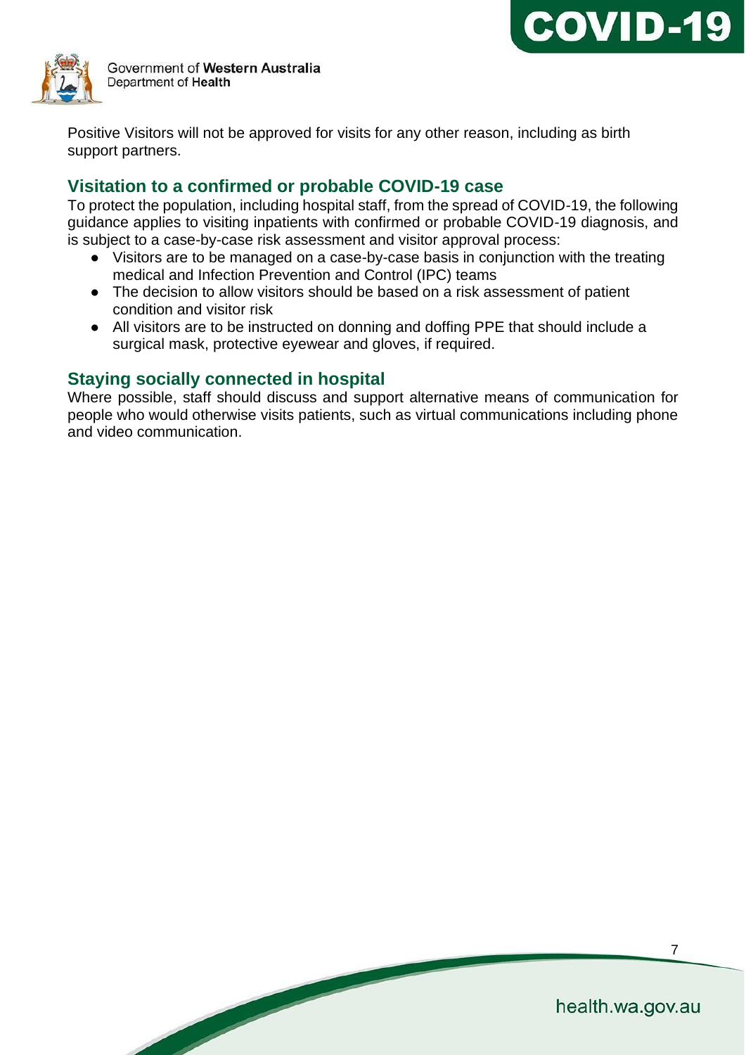Positive Visitors will not be approved for visits for any other reason, including as birth support partners.

## Visitation to a confirmed or probable COVID-19 case

To protect the population, including hospital staff, from the spread of COVID-19, the following guidance applies to visiting inpatients with confirmed or probable COVID-19 diagnosis, and is subject to a case-by-case risk assessment and visitor approval process:

- Visitors are to be managed on a case-by-case basis in conjunction with the treating medical and Infection Prevention and Control (IPC) teams
- The decision to allow visitors should be based on a risk assessment of patient condition and visitor risk
- All visitors are to be instructed on donning and doffing PPE that should include a surgical mask, protective eyewear and gloves, if required.

## Staying socially connected in hospital

Where possible, staff should discuss and support alternative means of communication for people who would otherwise visits patients, such as virtual communications including phone and video communication.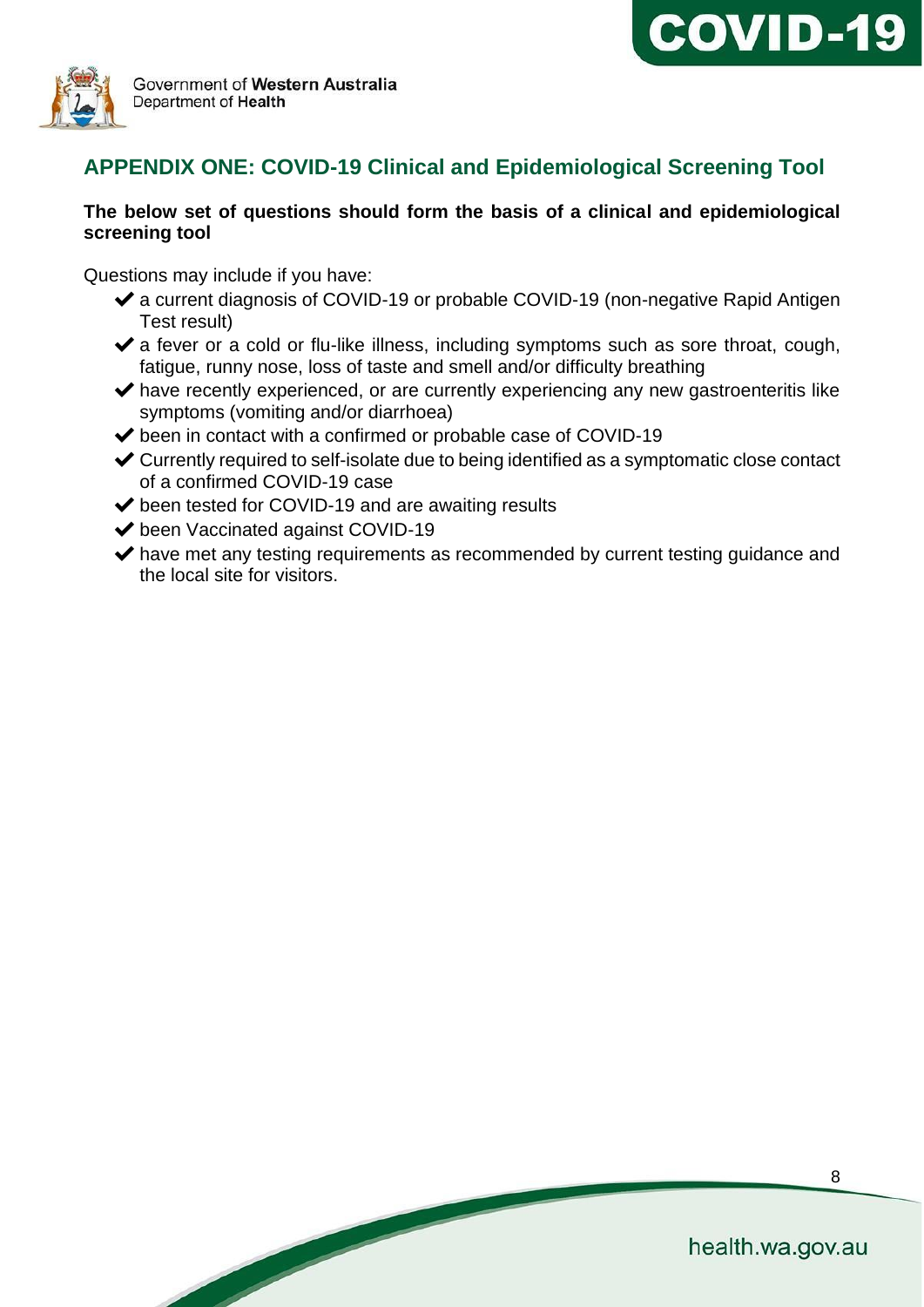## APPENDIX ONE: COVID-19 Clinical and Epidemiological Screening Tool

**The below set of questions should form the basis of a clinical and epidemiological screening tool**

Questions may include if you have:

- ✔ a current diagnosis of COVID-19 or probable COVID-19 (non-negative Rapid Antigen Test result)
- ✔ a fever or a cold or flu-like illness, including symptoms such as sore throat, cough, fatigue, runny nose, loss of taste and smell and/or difficulty breathing
- ✔ have recently experienced, or are currently experiencing any new gastroenteritis like symptoms (vomiting and/or diarrhoea)
- ✔ been in contact with a confirmed or probable case of COVID-19
- ✔ Currently required to self-isolate due to being identified as a symptomatic close contact of a confirmed COVID-19 case
- ✔ been tested for COVID-19 and are awaiting results
- ✔ been Vaccinated against COVID-19
- ✔ have met any testing requirements as recommended by current testing guidance and the local site for visitors.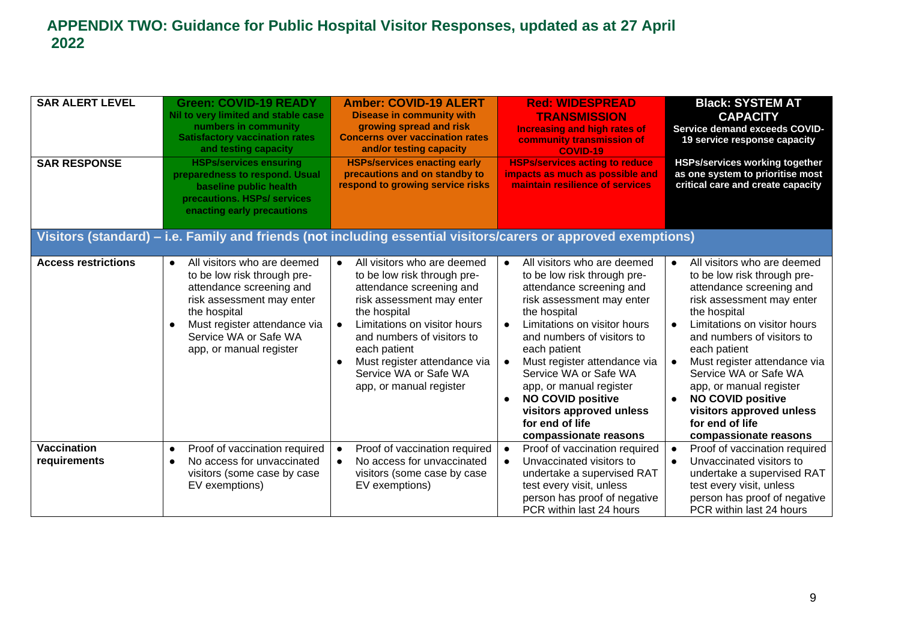## APPENDIX TWO: Guidance for Public Hospital Visitor Responses, updated as at 27 April 2022

| SAR ALERT LEVEL | Green: COVID-19 READY<br>Nil to very limited and stable case numbers in community<br>Satisfactory vaccination rates and testing capacity | Amber: COVID-19 ALERT<br>Disease in community with growing spread and risk<br>Concerns over vaccination rates and/or testing capacity | Red: WIDESPREAD TRANSMISSION<br>Increasing and high rates of community transmission of COVID-19 | Black: SYSTEM AT CAPACITY<br>Service demand exceeds COVID-19 service response capacity |
|---|---|---|---|---|
| **SAR RESPONSE** | HSPs/services ensuring preparedness to respond. Usual baseline public health precautions. HSPs/ services enacting early precautions | HSPs/services enacting early precautions and on standby to respond to growing service risks | HSPs/services acting to reduce impacts as much as possible and maintain resilience of services | HSPs/services working together as one system to prioritise most critical care and create capacity |
| **Visitors (standard) – i.e. Family and friends (not including essential visitors/carers or approved exemptions)** | | | | |
| **Access restrictions** | • All visitors who are deemed to be low risk through pre-attendance screening and risk assessment may enter the hospital<br>• Must register attendance via Service WA or Safe WA app, or manual register | • All visitors who are deemed to be low risk through pre-attendance screening and risk assessment may enter the hospital<br>• Limitations on visitor hours and numbers of visitors to each patient<br>• Must register attendance via Service WA or Safe WA app, or manual register | • All visitors who are deemed to be low risk through pre-attendance screening and risk assessment may enter the hospital<br>• Limitations on visitor hours and numbers of visitors to each patient<br>• Must register attendance via Service WA or Safe WA app, or manual register<br>• **NO COVID positive visitors approved unless for end of life compassionate reasons** | • All visitors who are deemed to be low risk through pre-attendance screening and risk assessment may enter the hospital<br>• Limitations on visitor hours and numbers of visitors to each patient<br>• Must register attendance via Service WA or Safe WA app, or manual register<br>• **NO COVID positive visitors approved unless for end of life compassionate reasons** |
| **Vaccination requirements** | • Proof of vaccination required<br>• No access for unvaccinated visitors (some case by case EV exemptions) | • Proof of vaccination required<br>• No access for unvaccinated visitors (some case by case EV exemptions) | • Proof of vaccination required<br>• Unvaccinated visitors to undertake a supervised RAT test every visit, unless person has proof of negative PCR within last 24 hours | • Proof of vaccination required<br>• Unvaccinated visitors to undertake a supervised RAT test every visit, unless person has proof of negative PCR within last 24 hours |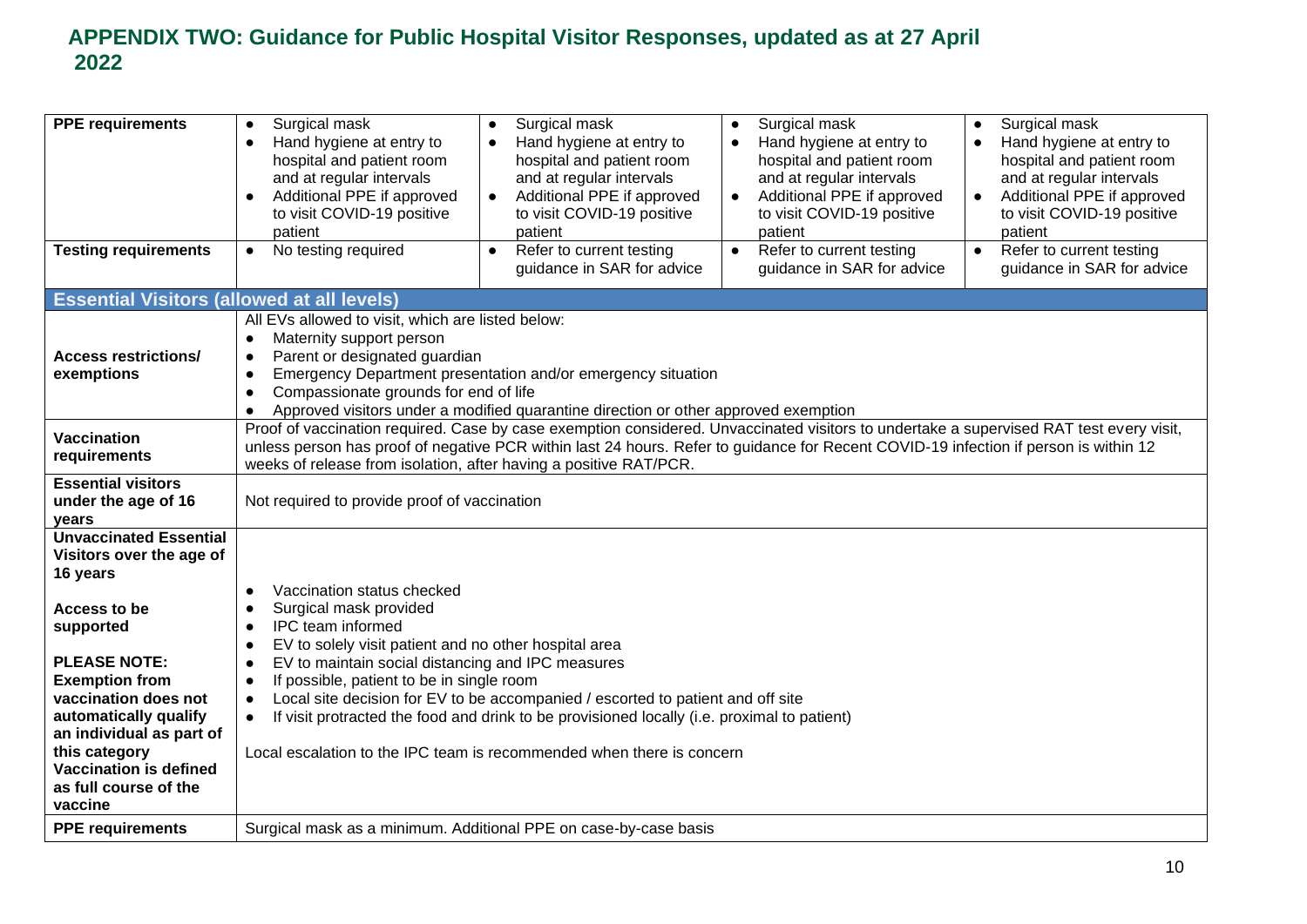## APPENDIX TWO: Guidance for Public Hospital Visitor Responses, updated as at 27 April 2022

| | | | | |
|---|---|---|---|---|
| **PPE requirements** | • Surgical mask<br>• Hand hygiene at entry to hospital and patient room and at regular intervals<br>• Additional PPE if approved to visit COVID-19 positive patient | • Surgical mask<br>• Hand hygiene at entry to hospital and patient room and at regular intervals<br>• Additional PPE if approved to visit COVID-19 positive patient | • Surgical mask<br>• Hand hygiene at entry to hospital and patient room and at regular intervals<br>• Additional PPE if approved to visit COVID-19 positive patient | • Surgical mask<br>• Hand hygiene at entry to hospital and patient room and at regular intervals<br>• Additional PPE if approved to visit COVID-19 positive patient |
| **Testing requirements** | • No testing required | • Refer to current testing guidance in SAR for advice | • Refer to current testing guidance in SAR for advice | • Refer to current testing guidance in SAR for advice |

**Essential Visitors (allowed at all levels)**

| | |
|---|---|
| **Access restrictions/ exemptions** | All EVs allowed to visit, which are listed below:<br>• Maternity support person<br>• Parent or designated guardian<br>• Emergency Department presentation and/or emergency situation<br>• Compassionate grounds for end of life<br>• Approved visitors under a modified quarantine direction or other approved exemption |
| **Vaccination requirements** | Proof of vaccination required. Case by case exemption considered. Unvaccinated visitors to undertake a supervised RAT test every visit, unless person has proof of negative PCR within last 24 hours. Refer to guidance for Recent COVID-19 infection if person is within 12 weeks of release from isolation, after having a positive RAT/PCR. |
| **Essential visitors under the age of 16 years** | Not required to provide proof of vaccination |
| **Unvaccinated Essential Visitors over the age of 16 years**<br><br>**Access to be supported**<br><br>**PLEASE NOTE: Exemption from vaccination does not automatically qualify an individual as part of this category Vaccination is defined as full course of the vaccine** | • Vaccination status checked<br>• Surgical mask provided<br>• IPC team informed<br>• EV to solely visit patient and no other hospital area<br>• EV to maintain social distancing and IPC measures<br>• If possible, patient to be in single room<br>• Local site decision for EV to be accompanied / escorted to patient and off site<br>• If visit protracted the food and drink to be provisioned locally (i.e. proximal to patient)<br><br>Local escalation to the IPC team is recommended when there is concern |
| **PPE requirements** | Surgical mask as a minimum. Additional PPE on case-by-case basis |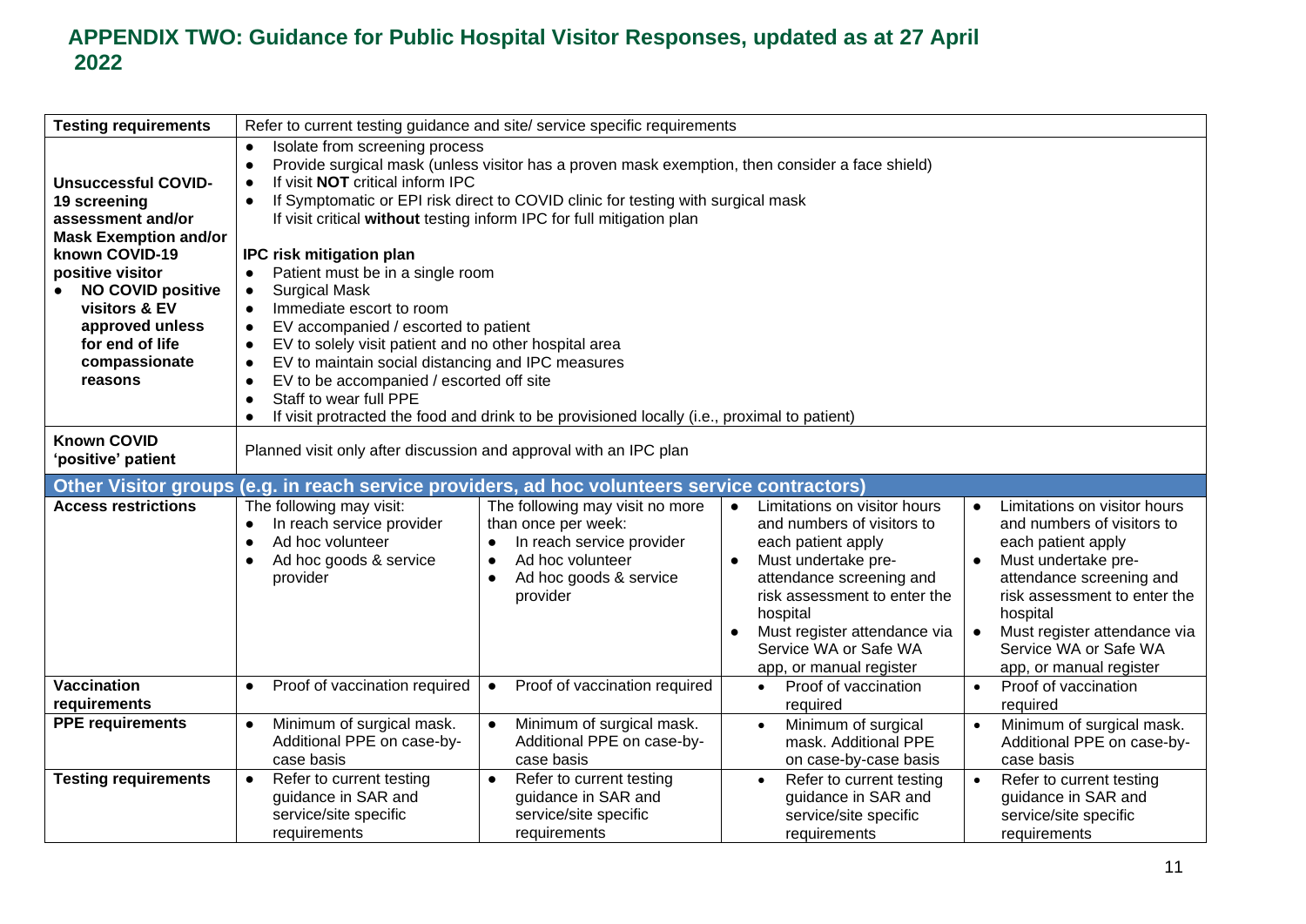## APPENDIX TWO: Guidance for Public Hospital Visitor Responses, updated as at 27 April 2022

| | | | | |
|---|---|---|---|---|
| **Testing requirements** | Refer to current testing guidance and site/ service specific requirements | | | |
| **Unsuccessful COVID-19 screening assessment and/or Mask Exemption and/or known COVID-19 positive visitor**<br>• **NO COVID positive visitors & EV approved unless for end of life compassionate reasons** | • Isolate from screening process<br>• Provide surgical mask (unless visitor has a proven mask exemption, then consider a face shield)<br>• If visit **NOT** critical inform IPC<br>• If Symptomatic or EPI risk direct to COVID clinic for testing with surgical mask<br>If visit critical **without** testing inform IPC for full mitigation plan<br><br>**IPC risk mitigation plan**<br>• Patient must be in a single room<br>• Surgical Mask<br>• Immediate escort to room<br>• EV accompanied / escorted to patient<br>• EV to solely visit patient and no other hospital area<br>• EV to maintain social distancing and IPC measures<br>• EV to be accompanied / escorted off site<br>• Staff to wear full PPE<br>• If visit protracted the food and drink to be provisioned locally (i.e., proximal to patient) | | | |
| **Known COVID 'positive' patient** | Planned visit only after discussion and approval with an IPC plan | | | |
| **Other Visitor groups (e.g. in reach service providers, ad hoc volunteers service contractors)** | | | | |
| **Access restrictions** | The following may visit:<br>• In reach service provider<br>• Ad hoc volunteer<br>• Ad hoc goods & service provider | The following may visit no more than once per week:<br>• In reach service provider<br>• Ad hoc volunteer<br>• Ad hoc goods & service provider | • Limitations on visitor hours and numbers of visitors to each patient apply<br>• Must undertake pre-attendance screening and risk assessment to enter the hospital<br>• Must register attendance via Service WA or Safe WA app, or manual register | • Limitations on visitor hours and numbers of visitors to each patient apply<br>• Must undertake pre-attendance screening and risk assessment to enter the hospital<br>• Must register attendance via Service WA or Safe WA app, or manual register |
| **Vaccination requirements** | • Proof of vaccination required | • Proof of vaccination required | • Proof of vaccination required | • Proof of vaccination required |
| **PPE requirements** | • Minimum of surgical mask. Additional PPE on case-by-case basis | • Minimum of surgical mask. Additional PPE on case-by-case basis | • Minimum of surgical mask. Additional PPE on case-by-case basis | • Minimum of surgical mask. Additional PPE on case-by-case basis |
| **Testing requirements** | • Refer to current testing guidance in SAR and service/site specific requirements | • Refer to current testing guidance in SAR and service/site specific requirements | • Refer to current testing guidance in SAR and service/site specific requirements | • Refer to current testing guidance in SAR and service/site specific requirements |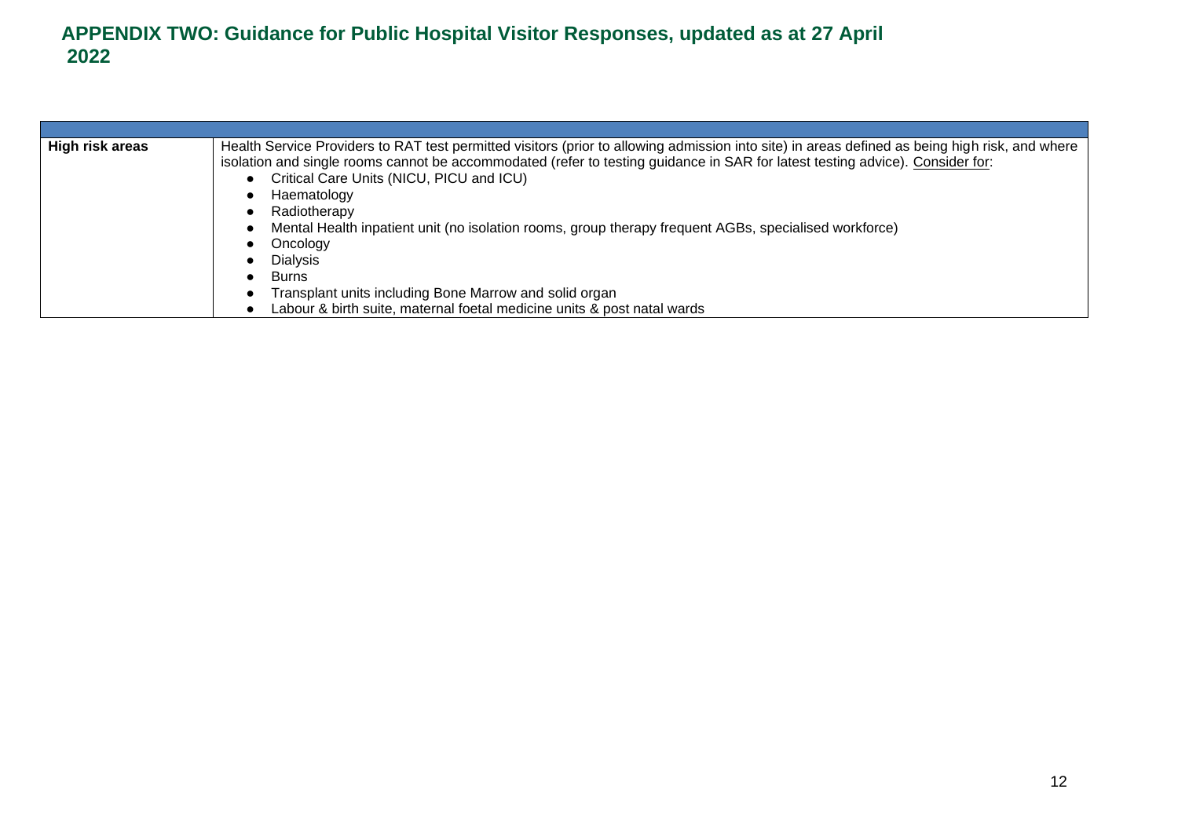## APPENDIX TWO: Guidance for Public Hospital Visitor Responses, updated as at 27 April 2022

| | |
|---|---|
| **High risk areas** | Health Service Providers to RAT test permitted visitors (prior to allowing admission into site) in areas defined as being high risk, and where isolation and single rooms cannot be accommodated (refer to testing guidance in SAR for latest testing advice). Consider for:<br>● Critical Care Units (NICU, PICU and ICU)<br>● Haematology<br>● Radiotherapy<br>● Mental Health inpatient unit (no isolation rooms, group therapy frequent AGBs, specialised workforce)<br>● Oncology<br>● Dialysis<br>● Burns<br>● Transplant units including Bone Marrow and solid organ<br>● Labour & birth suite, maternal foetal medicine units & post natal wards |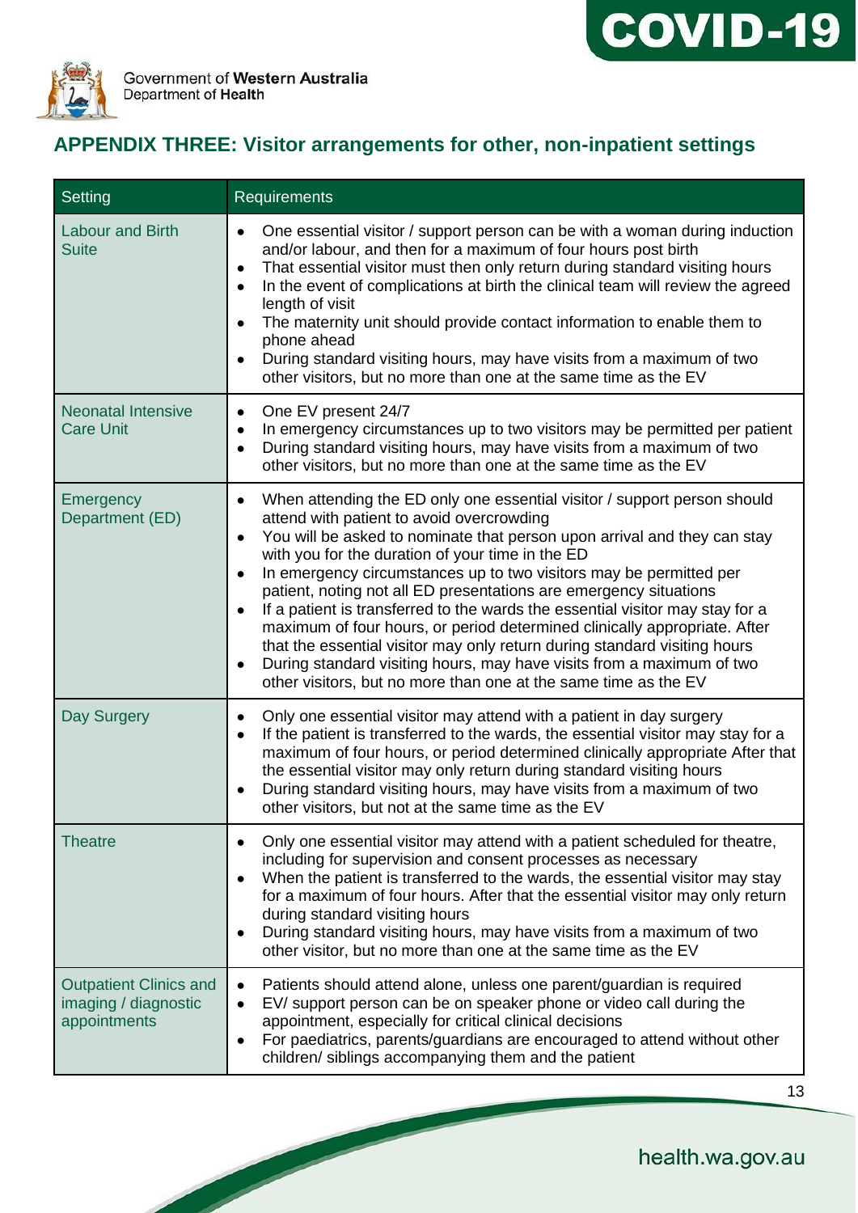## APPENDIX THREE: Visitor arrangements for other, non-inpatient settings

| Setting | Requirements |
|---|---|
| Labour and Birth Suite | • One essential visitor / support person can be with a woman during induction and/or labour, and then for a maximum of four hours post birth<br>• That essential visitor must then only return during standard visiting hours<br>• In the event of complications at birth the clinical team will review the agreed length of visit<br>• The maternity unit should provide contact information to enable them to phone ahead<br>• During standard visiting hours, may have visits from a maximum of two other visitors, but no more than one at the same time as the EV |
| Neonatal Intensive Care Unit | • One EV present 24/7<br>• In emergency circumstances up to two visitors may be permitted per patient<br>• During standard visiting hours, may have visits from a maximum of two other visitors, but no more than one at the same time as the EV |
| Emergency Department (ED) | • When attending the ED only one essential visitor / support person should attend with patient to avoid overcrowding<br>• You will be asked to nominate that person upon arrival and they can stay with you for the duration of your time in the ED<br>• In emergency circumstances up to two visitors may be permitted per patient, noting not all ED presentations are emergency situations<br>• If a patient is transferred to the wards the essential visitor may stay for a maximum of four hours, or period determined clinically appropriate. After that the essential visitor may only return during standard visiting hours<br>• During standard visiting hours, may have visits from a maximum of two other visitors, but no more than one at the same time as the EV |
| Day Surgery | • Only one essential visitor may attend with a patient in day surgery<br>• If the patient is transferred to the wards, the essential visitor may stay for a maximum of four hours, or period determined clinically appropriate After that the essential visitor may only return during standard visiting hours<br>• During standard visiting hours, may have visits from a maximum of two other visitors, but not at the same time as the EV |
| Theatre | • Only one essential visitor may attend with a patient scheduled for theatre, including for supervision and consent processes as necessary<br>• When the patient is transferred to the wards, the essential visitor may stay for a maximum of four hours. After that the essential visitor may only return during standard visiting hours<br>• During standard visiting hours, may have visits from a maximum of two other visitor, but no more than one at the same time as the EV |
| Outpatient Clinics and imaging / diagnostic appointments | • Patients should attend alone, unless one parent/guardian is required<br>• EV/ support person can be on speaker phone or video call during the appointment, especially for critical clinical decisions<br>• For paediatrics, parents/guardians are encouraged to attend without other children/ siblings accompanying them and the patient |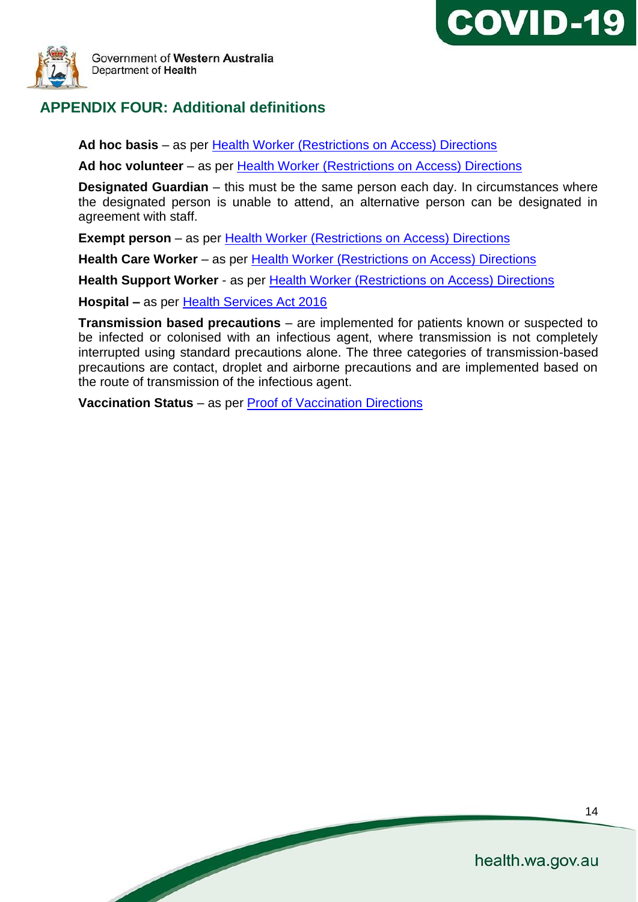## APPENDIX FOUR: Additional definitions

**Ad hoc basis** – as per Health Worker (Restrictions on Access) Directions

**Ad hoc volunteer** – as per Health Worker (Restrictions on Access) Directions

**Designated Guardian** – this must be the same person each day. In circumstances where the designated person is unable to attend, an alternative person can be designated in agreement with staff.

**Exempt person** – as per Health Worker (Restrictions on Access) Directions

**Health Care Worker** – as per Health Worker (Restrictions on Access) Directions

**Health Support Worker** - as per Health Worker (Restrictions on Access) Directions

**Hospital –** as per Health Services Act 2016

**Transmission based precautions** – are implemented for patients known or suspected to be infected or colonised with an infectious agent, where transmission is not completely interrupted using standard precautions alone. The three categories of transmission-based precautions are contact, droplet and airborne precautions and are implemented based on the route of transmission of the infectious agent.

**Vaccination Status** – as per Proof of Vaccination Directions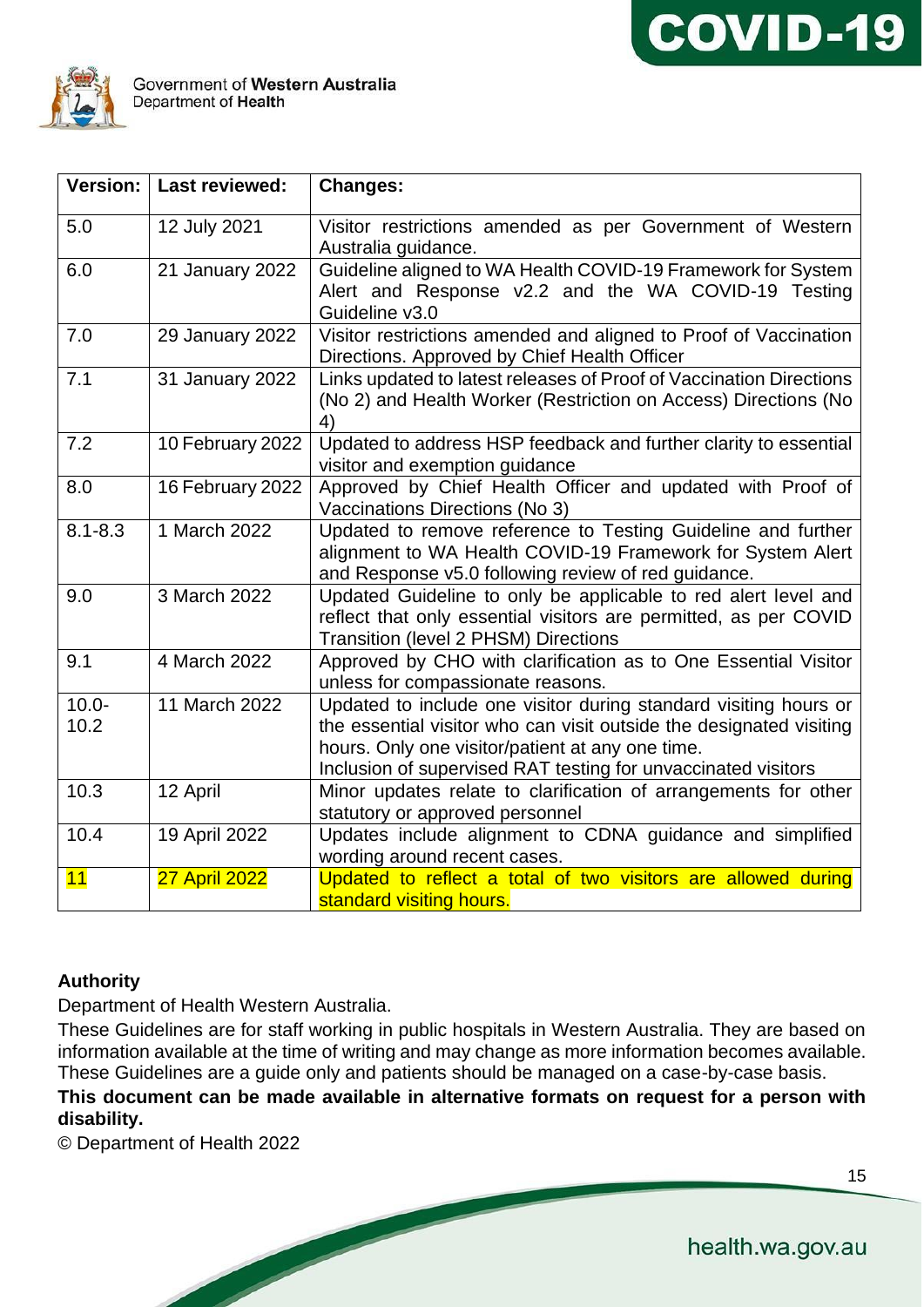| Version: | Last reviewed: | Changes: |
|---|---|---|
| 5.0 | 12 July 2021 | Visitor restrictions amended as per Government of Western Australia guidance. |
| 6.0 | 21 January 2022 | Guideline aligned to WA Health COVID-19 Framework for System Alert and Response v2.2 and the WA COVID-19 Testing Guideline v3.0 |
| 7.0 | 29 January 2022 | Visitor restrictions amended and aligned to Proof of Vaccination Directions. Approved by Chief Health Officer |
| 7.1 | 31 January 2022 | Links updated to latest releases of Proof of Vaccination Directions (No 2) and Health Worker (Restriction on Access) Directions (No 4) |
| 7.2 | 10 February 2022 | Updated to address HSP feedback and further clarity to essential visitor and exemption guidance |
| 8.0 | 16 February 2022 | Approved by Chief Health Officer and updated with Proof of Vaccinations Directions (No 3) |
| 8.1-8.3 | 1 March 2022 | Updated to remove reference to Testing Guideline and further alignment to WA Health COVID-19 Framework for System Alert and Response v5.0 following review of red guidance. |
| 9.0 | 3 March 2022 | Updated Guideline to only be applicable to red alert level and reflect that only essential visitors are permitted, as per COVID Transition (level 2 PHSM) Directions |
| 9.1 | 4 March 2022 | Approved by CHO with clarification as to One Essential Visitor unless for compassionate reasons. |
| 10.0-10.2 | 11 March 2022 | Updated to include one visitor during standard visiting hours or the essential visitor who can visit outside the designated visiting hours. Only one visitor/patient at any one time. Inclusion of supervised RAT testing for unvaccinated visitors |
| 10.3 | 12 April | Minor updates relate to clarification of arrangements for other statutory or approved personnel |
| 10.4 | 19 April 2022 | Updates include alignment to CDNA guidance and simplified wording around recent cases. |
| 11 | 27 April 2022 | Updated to reflect a total of two visitors are allowed during standard visiting hours. |

**Authority**

Department of Health Western Australia.

These Guidelines are for staff working in public hospitals in Western Australia. They are based on information available at the time of writing and may change as more information becomes available. These Guidelines are a guide only and patients should be managed on a case-by-case basis.

**This document can be made available in alternative formats on request for a person with disability.**

© Department of Health 2022